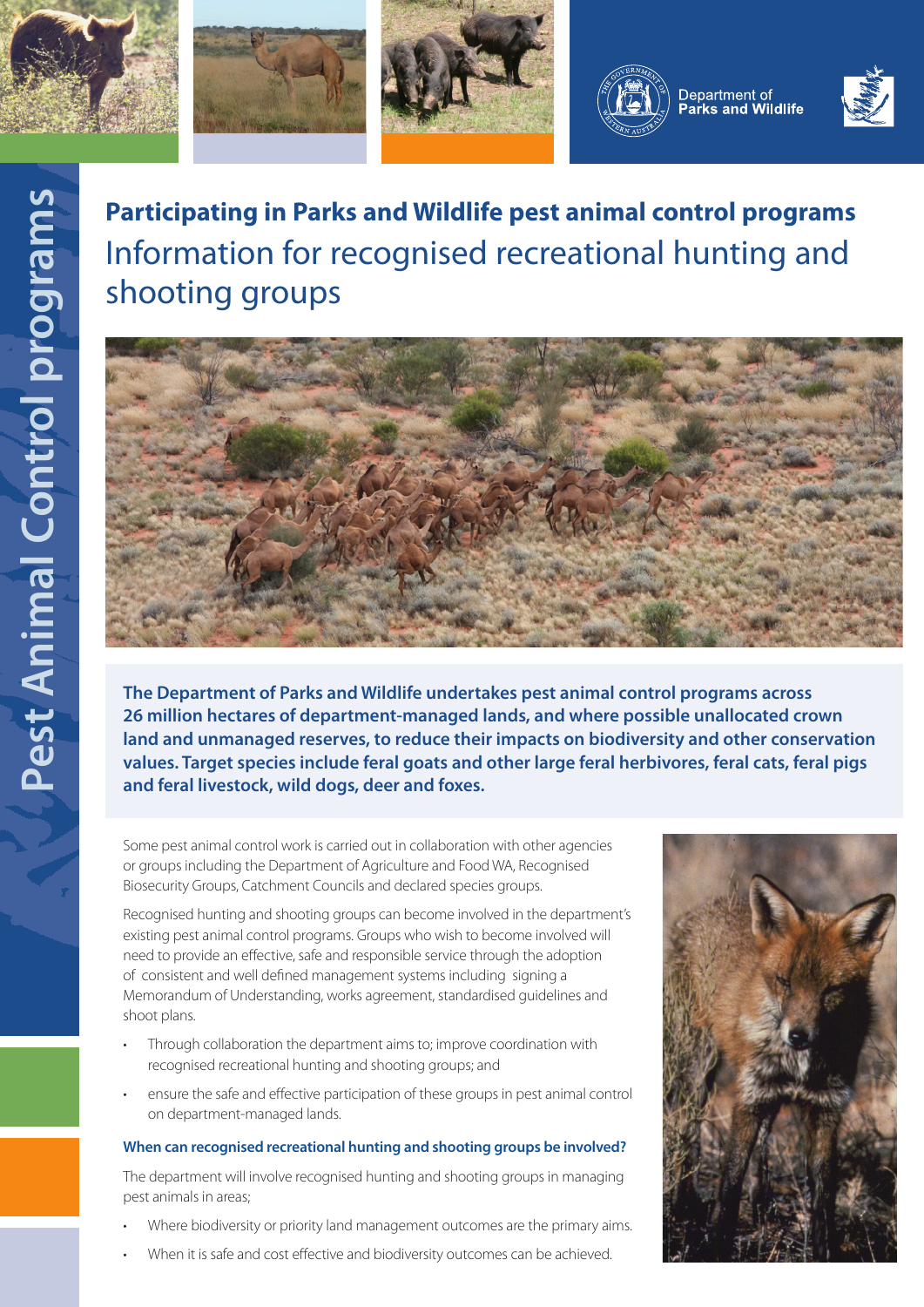Pest Animal Control programs

Department of Parks and Wildlife

# Participating in Parks and Wildlife pest animal control programs

## Information for recognised recreational hunting and shooting groups

**The Department of Parks and Wildlife undertakes pest animal control programs across 26 million hectares of department-managed lands, and where possible unallocated crown land and unmanaged reserves, to reduce their impacts on biodiversity and other conservation values. Target species include feral goats and other large feral herbivores, feral cats, feral pigs and feral livestock, wild dogs, deer and foxes.**

Some pest animal control work is carried out in collaboration with other agencies or groups including the Department of Agriculture and Food WA, Recognised Biosecurity Groups, Catchment Councils and declared species groups.

Recognised hunting and shooting groups can become involved in the department's existing pest animal control programs. Groups who wish to become involved will need to provide an effective, safe and responsible service through the adoption of consistent and well defined management systems including signing a Memorandum of Understanding, works agreement, standardised guidelines and shoot plans.

- Through collaboration the department aims to; improve coordination with recognised recreational hunting and shooting groups; and
- ensure the safe and effective participation of these groups in pest animal control on department-managed lands.

### When can recognised recreational hunting and shooting groups be involved?

The department will involve recognised hunting and shooting groups in managing pest animals in areas;

- Where biodiversity or priority land management outcomes are the primary aims.
- When it is safe and cost effective and biodiversity outcomes can be achieved.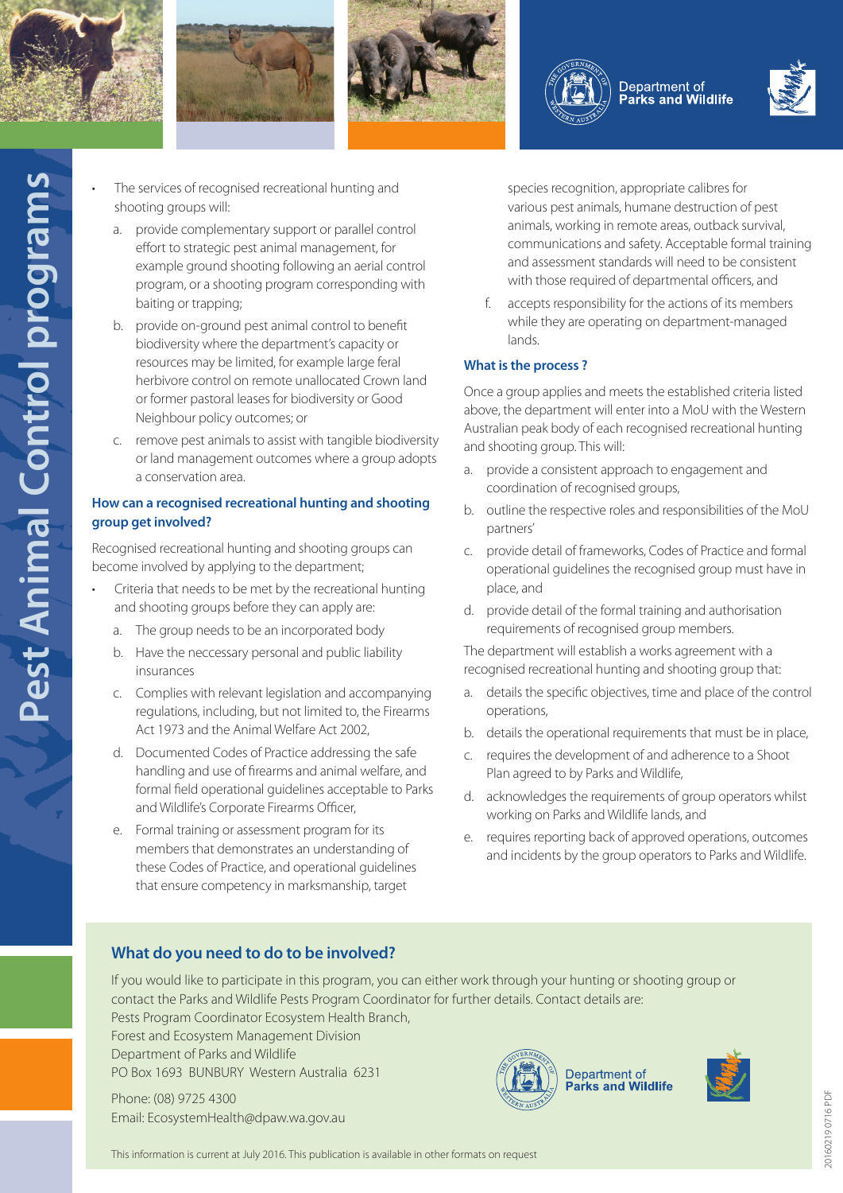# Pest Animal Control programs

- The services of recognised recreational hunting and shooting groups will:
  a. provide complementary support or parallel control effort to strategic pest animal management, for example ground shooting following an aerial control program, or a shooting program corresponding with baiting or trapping;
  b. provide on-ground pest animal control to benefit biodiversity where the department's capacity or resources may be limited, for example large feral herbivore control on remote unallocated Crown land or former pastoral leases for biodiversity or Good Neighbour policy outcomes; or
  c. remove pest animals to assist with tangible biodiversity or land management outcomes where a group adopts a conservation area.

### How can a recognised recreational hunting and shooting group get involved?

Recognised recreational hunting and shooting groups can become involved by applying to the department;

- Criteria that needs to be met by the recreational hunting and shooting groups before they can apply are:
  a. The group needs to be an incorporated body
  b. Have the neccessary personal and public liability insurances
  c. Complies with relevant legislation and accompanying regulations, including, but not limited to, the Firearms Act 1973 and the Animal Welfare Act 2002,
  d. Documented Codes of Practice addressing the safe handling and use of firearms and animal welfare, and formal field operational guidelines acceptable to Parks and Wildlife's Corporate Firearms Officer,
  e. Formal training or assessment program for its members that demonstrates an understanding of these Codes of Practice, and operational guidelines that ensure competency in marksmanship, target species recognition, appropriate calibres for various pest animals, humane destruction of pest animals, working in remote areas, outback survival, communications and safety. Acceptable formal training and assessment standards will need to be consistent with those required of departmental officers, and
  f. accepts responsibility for the actions of its members while they are operating on department-managed lands.

### What is the process ?

Once a group applies and meets the established criteria listed above, the department will enter into a MoU with the Western Australian peak body of each recognised recreational hunting and shooting group. This will:

a. provide a consistent approach to engagement and coordination of recognised groups,
b. outline the respective roles and responsibilities of the MoU partners'
c. provide detail of frameworks, Codes of Practice and formal operational guidelines the recognised group must have in place, and
d. provide detail of the formal training and authorisation requirements of recognised group members.

The department will establish a works agreement with a recognised recreational hunting and shooting group that:

a. details the specific objectives, time and place of the control operations,
b. details the operational requirements that must be in place,
c. requires the development of and adherence to a Shoot Plan agreed to by Parks and Wildlife,
d. acknowledges the requirements of group operators whilst working on Parks and Wildlife lands, and
e. requires reporting back of approved operations, outcomes and incidents by the group operators to Parks and Wildlife.

### What do you need to do to be involved?

If you would like to participate in this program, you can either work through your hunting or shooting group or contact the Parks and Wildlife Pests Program Coordinator for further details. Contact details are:
Pests Program Coordinator Ecosystem Health Branch,
Forest and Ecosystem Management Division
Department of Parks and Wildlife
PO Box 1693 BUNBURY Western Australia 6231

Phone: (08) 9725 4300
Email: EcosystemHealth@dpaw.wa.gov.au

Department of Parks and Wildlife

This information is current at July 2016. This publication is available in other formats on request

20160219 0716 PDF